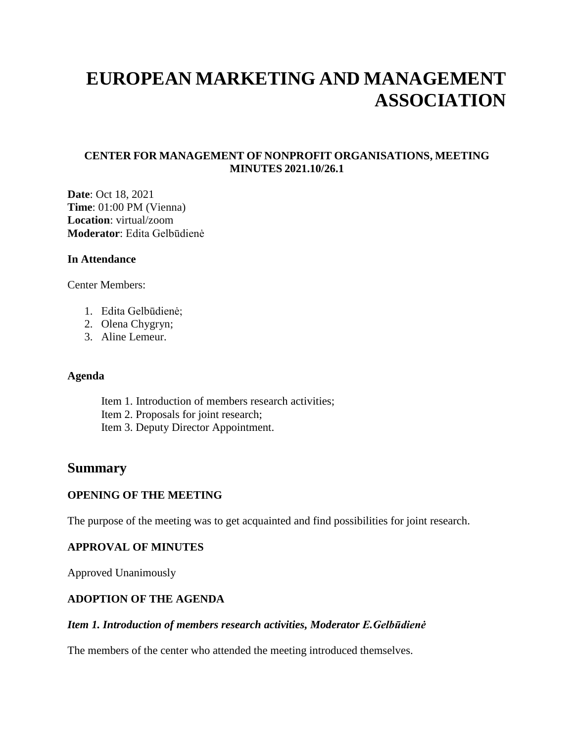# EUROPEAN MARKETING AND MANAGEMENT ASSOCIATION

### CENTER FOR MANAGEMENT OF NONPROFIT ORGANISATIONS, MEETING MINUTES 2021.10/26.1

**Date**: Oct 18, 2021
**Time**: 01:00 PM (Vienna)
**Location**: virtual/zoom
**Moderator**: Edita Gelbūdienė

**In Attendance**

Center Members:

1. Edita Gelbūdienė;
2. Olena Chygryn;
3. Aline Lemeur.

**Agenda**

Item 1. Introduction of members research activities;
Item 2. Proposals for joint research;
Item 3. Deputy Director Appointment.

## Summary

**OPENING OF THE MEETING**

The purpose of the meeting was to get acquainted and find possibilities for joint research.

**APPROVAL OF MINUTES**

Approved Unanimously

**ADOPTION OF THE AGENDA**

***Item 1. Introduction of members research activities, Moderator E.Gelbūdienė***

The members of the center who attended the meeting introduced themselves.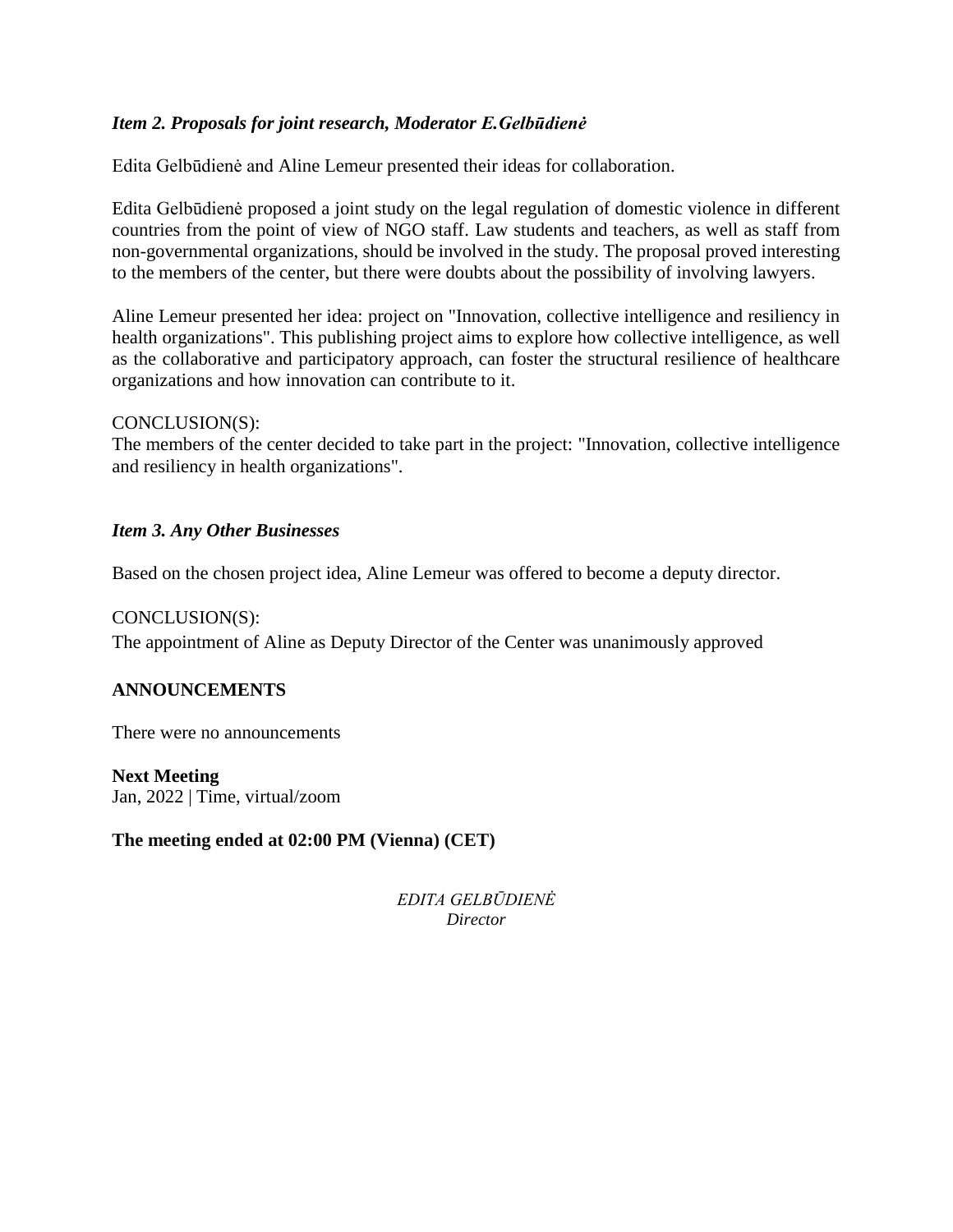***Item 2. Proposals for joint research, Moderator E.Gelbūdienė***

Edita Gelbūdienė and Aline Lemeur presented their ideas for collaboration.

Edita Gelbūdienė proposed a joint study on the legal regulation of domestic violence in different countries from the point of view of NGO staff. Law students and teachers, as well as staff from non-governmental organizations, should be involved in the study. The proposal proved interesting to the members of the center, but there were doubts about the possibility of involving lawyers.

Aline Lemeur presented her idea: project on "Innovation, collective intelligence and resiliency in health organizations". This publishing project aims to explore how collective intelligence, as well as the collaborative and participatory approach, can foster the structural resilience of healthcare organizations and how innovation can contribute to it.

CONCLUSION(S):
The members of the center decided to take part in the project: "Innovation, collective intelligence and resiliency in health organizations".

***Item 3. Any Other Businesses***

Based on the chosen project idea, Aline Lemeur was offered to become a deputy director.

CONCLUSION(S):
The appointment of Aline as Deputy Director of the Center was unanimously approved

**ANNOUNCEMENTS**

There were no announcements

**Next Meeting**
Jan, 2022 | Time, virtual/zoom

**The meeting ended at 02:00 PM (Vienna) (CET)**

*EDITA GELBŪDIENĖ*
*Director*